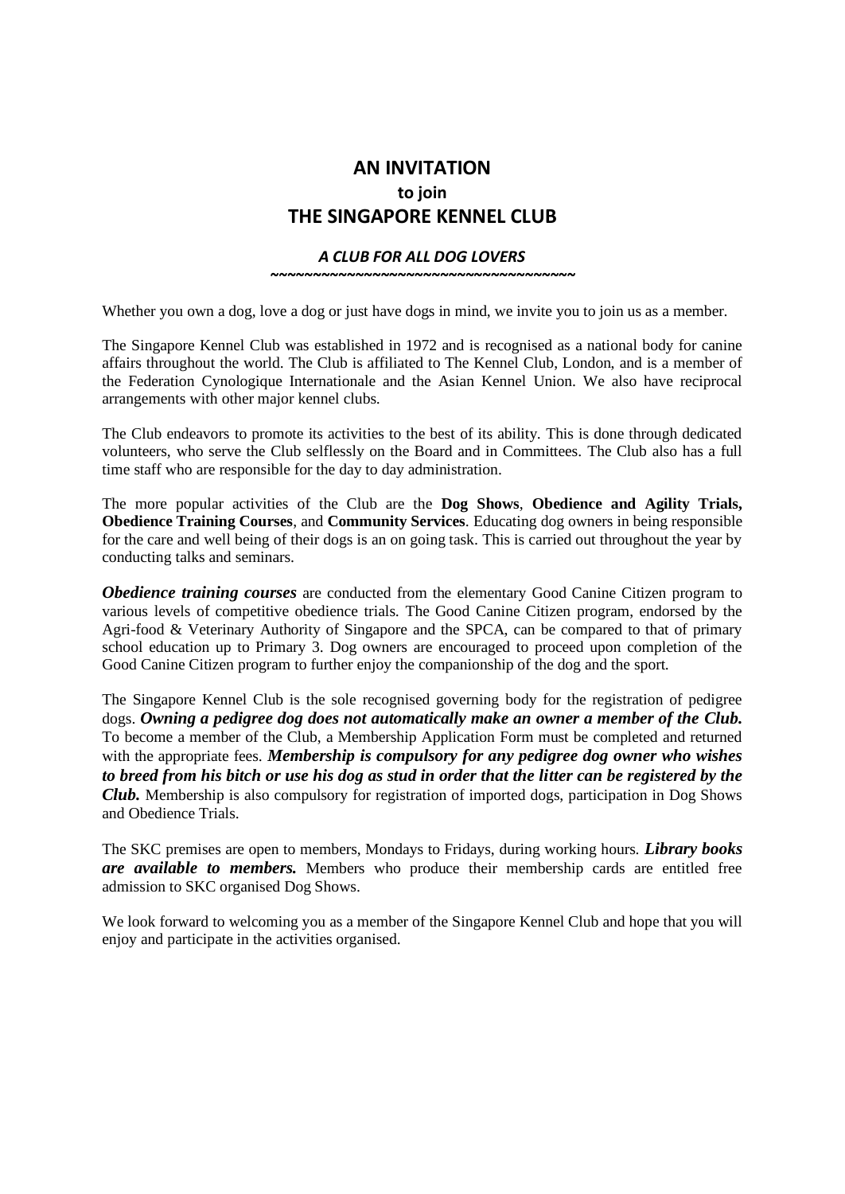# AN INVITATION
### to join
## THE SINGAPORE KENNEL CLUB

***A CLUB FOR ALL DOG LOVERS***

~~~~~~~~~~~~~~~~~~~~~~~~~~~~~~~~~~~~~~~~~

Whether you own a dog, love a dog or just have dogs in mind, we invite you to join us as a member.

The Singapore Kennel Club was established in 1972 and is recognised as a national body for canine affairs throughout the world. The Club is affiliated to The Kennel Club, London, and is a member of the Federation Cynologique Internationale and the Asian Kennel Union. We also have reciprocal arrangements with other major kennel clubs.

The Club endeavors to promote its activities to the best of its ability. This is done through dedicated volunteers, who serve the Club selflessly on the Board and in Committees. The Club also has a full time staff who are responsible for the day to day administration.

The more popular activities of the Club are the **Dog Shows**, **Obedience and Agility Trials, Obedience Training Courses**, and **Community Services**. Educating dog owners in being responsible for the care and well being of their dogs is an on going task. This is carried out throughout the year by conducting talks and seminars.

***Obedience training courses*** are conducted from the elementary Good Canine Citizen program to various levels of competitive obedience trials. The Good Canine Citizen program, endorsed by the Agri-food & Veterinary Authority of Singapore and the SPCA, can be compared to that of primary school education up to Primary 3. Dog owners are encouraged to proceed upon completion of the Good Canine Citizen program to further enjoy the companionship of the dog and the sport.

The Singapore Kennel Club is the sole recognised governing body for the registration of pedigree dogs. ***Owning a pedigree dog does not automatically make an owner a member of the Club.*** To become a member of the Club, a Membership Application Form must be completed and returned with the appropriate fees. ***Membership is compulsory for any pedigree dog owner who wishes to breed from his bitch or use his dog as stud in order that the litter can be registered by the Club.*** Membership is also compulsory for registration of imported dogs, participation in Dog Shows and Obedience Trials.

The SKC premises are open to members, Mondays to Fridays, during working hours. ***Library books are available to members.*** Members who produce their membership cards are entitled free admission to SKC organised Dog Shows.

We look forward to welcoming you as a member of the Singapore Kennel Club and hope that you will enjoy and participate in the activities organised.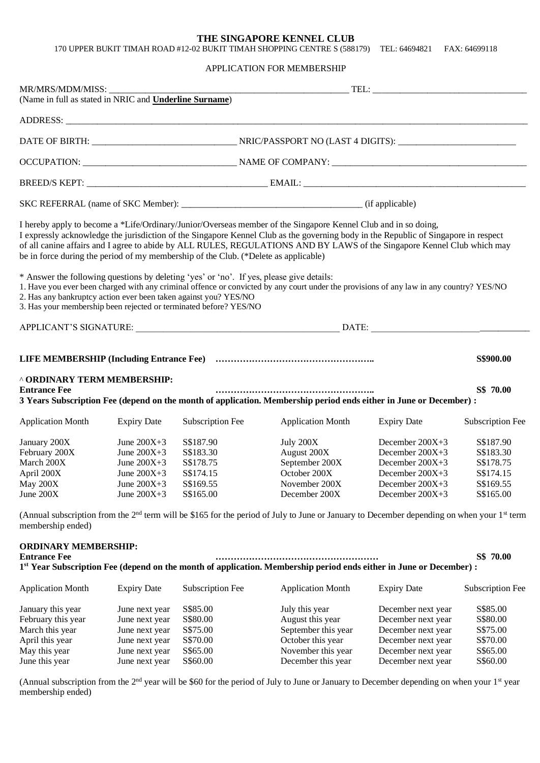# THE SINGAPORE KENNEL CLUB

170 UPPER BUKIT TIMAH ROAD #12-02 BUKIT TIMAH SHOPPING CENTRE S (588179) TEL: 64694821 FAX: 64699118

## APPLICATION FOR MEMBERSHIP

MR/MRS/MDM/MISS: ____________________________________________________ TEL: _________________________________
(Name in full as stated in NRIC and **Underline Surname**)

ADDRESS: ________________________________________________________________________________________________

DATE OF BIRTH: ______________________________ NRIC/PASSPORT NO (LAST 4 DIGITS): _________________________

OCCUPATION: ________________________________ NAME OF COMPANY: ________________________________________

BREED/S KEPT: _____________________________________ EMAIL: ______________________________________________

SKC REFERRAL (name of SKC Member): _____________________________________ (if applicable)

I hereby apply to become a *Life/Ordinary/Junior/Overseas member of the Singapore Kennel Club and in so doing, I expressly acknowledge the jurisdiction of the Singapore Kennel Club as the governing body in the Republic of Singapore in respect of all canine affairs and I agree to abide by ALL RULES, REGULATIONS AND BY LAWS of the Singapore Kennel Club which may be in force during the period of my membership of the Club. (*Delete as applicable)

* Answer the following questions by deleting 'yes' or 'no'. If yes, please give details:
1. Have you ever been charged with any criminal offence or convicted by any court under the provisions of any law in any country? YES/NO
2. Has any bankruptcy action ever been taken against you? YES/NO
3. Has your membership been rejected or terminated before? YES/NO

APPLICANT'S SIGNATURE: ____________________________________________ DATE: ___________________________________

**LIFE MEMBERSHIP (Including Entrance Fee) ……………………………………………..** **S$900.00**

^ **ORDINARY TERM MEMBERSHIP:**

**Entrance Fee ……………………………………………..** **S$ 70.00**

**3 Years Subscription Fee (depend on the month of application. Membership period ends either in June or December) :**

| Application Month | Expiry Date | Subscription Fee | Application Month | Expiry Date | Subscription Fee |
|---|---|---|---|---|---|
| January 200X | June 200X+3 | S$187.90 | July 200X | December 200X+3 | S$187.90 |
| February 200X | June 200X+3 | S$183.30 | August 200X | December 200X+3 | S$183.30 |
| March 200X | June 200X+3 | S$178.75 | September 200X | December 200X+3 | S$178.75 |
| April 200X | June 200X+3 | S$174.15 | October 200X | December 200X+3 | S$174.15 |
| May 200X | June 200X+3 | S$169.55 | November 200X | December 200X+3 | S$169.55 |
| June 200X | June 200X+3 | S$165.00 | December 200X | December 200X+3 | S$165.00 |

(Annual subscription from the 2nd term will be $165 for the period of July to June or January to December depending on when your 1st term membership ended)

**ORDINARY MEMBERSHIP:**

**Entrance Fee ………………………………………………** **S$ 70.00**

**1st Year Subscription Fee (depend on the month of application. Membership period ends either in June or December) :**

| Application Month | Expiry Date | Subscription Fee | Application Month | Expiry Date | Subscription Fee |
|---|---|---|---|---|---|
| January this year | June next year | S$85.00 | July this year | December next year | S$85.00 |
| February this year | June next year | S$80.00 | August this year | December next year | S$80.00 |
| March this year | June next year | S$75.00 | September this year | December next year | S$75.00 |
| April this year | June next year | S$70.00 | October this year | December next year | S$70.00 |
| May this year | June next year | S$65.00 | November this year | December next year | S$65.00 |
| June this year | June next year | S$60.00 | December this year | December next year | S$60.00 |

(Annual subscription from the 2nd year will be $60 for the period of July to June or January to December depending on when your 1st year membership ended)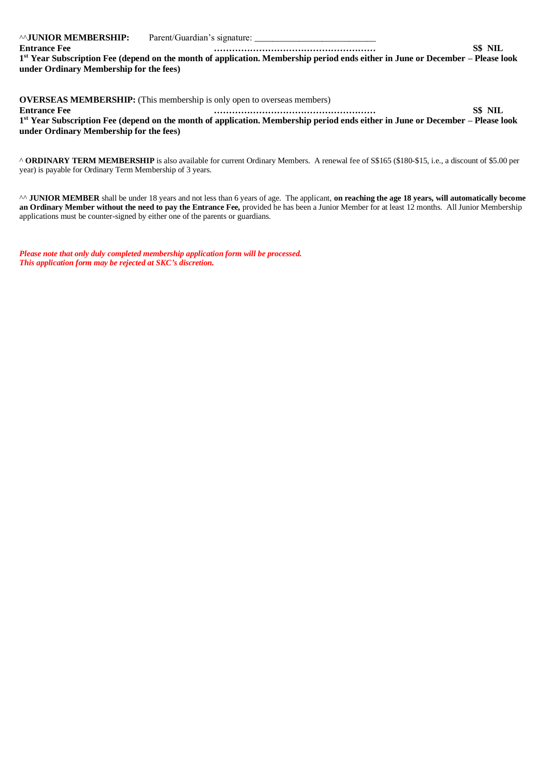^^**JUNIOR MEMBERSHIP:** Parent/Guardian's signature: ___________________________

**Entrance Fee ……………………………………………… S$ NIL**

**1st Year Subscription Fee (depend on the month of application. Membership period ends either in June or December – Please look under Ordinary Membership for the fees)**

**OVERSEAS MEMBERSHIP:** (This membership is only open to overseas members)

**Entrance Fee ……………………………………………… S$ NIL**

**1st Year Subscription Fee (depend on the month of application. Membership period ends either in June or December – Please look under Ordinary Membership for the fees)**

^ **ORDINARY TERM MEMBERSHIP** is also available for current Ordinary Members. A renewal fee of S$165 ($180-$15, i.e., a discount of $5.00 per year) is payable for Ordinary Term Membership of 3 years.

^^ **JUNIOR MEMBER** shall be under 18 years and not less than 6 years of age. The applicant, **on reaching the age 18 years, will automatically become an Ordinary Member without the need to pay the Entrance Fee,** provided he has been a Junior Member for at least 12 months. All Junior Membership applications must be counter-signed by either one of the parents or guardians.

***Please note that only duly completed membership application form will be processed.***
***This application form may be rejected at SKC's discretion.***